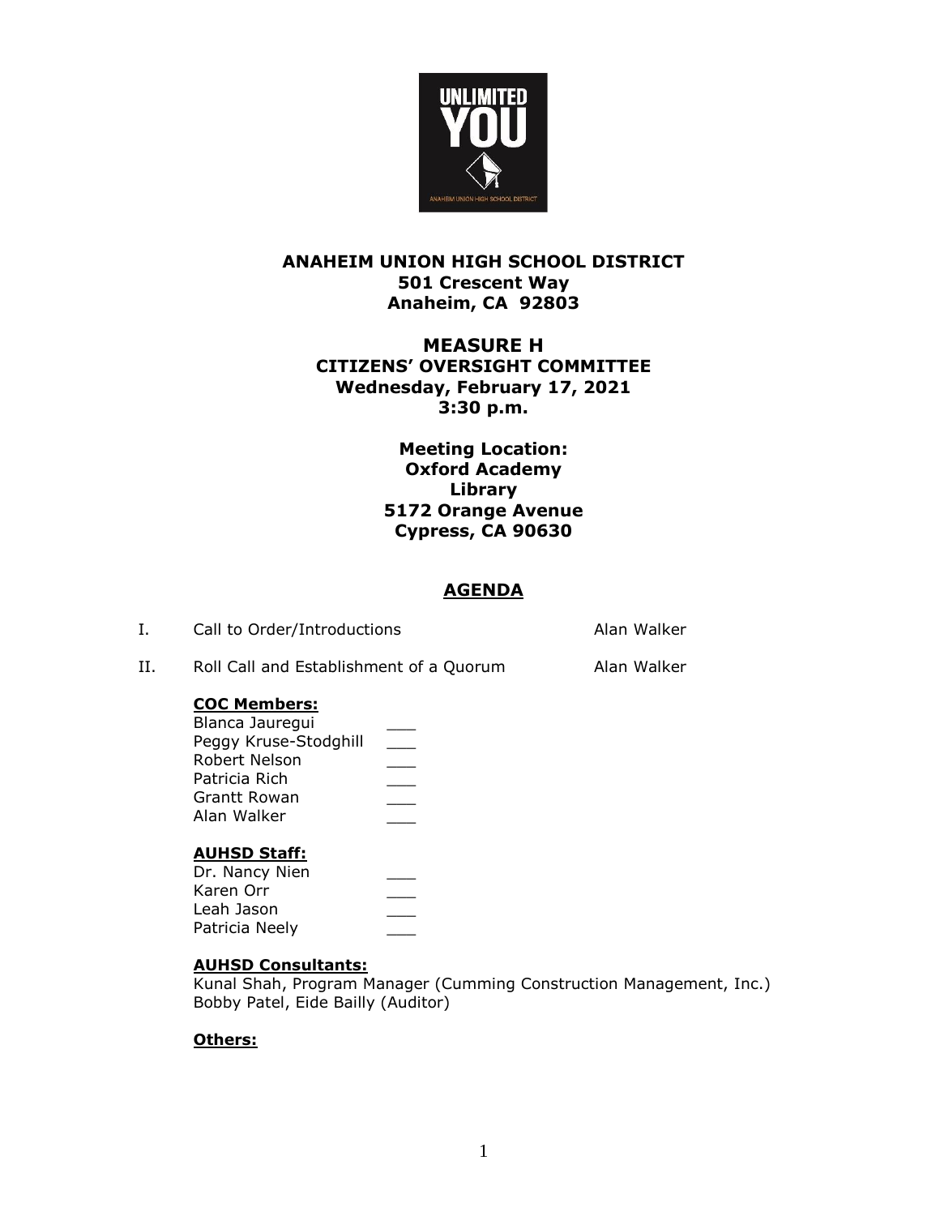# ANAHEIM UNION HIGH SCHOOL DISTRICT

**501 Crescent Way**
**Anaheim, CA 92803**

## MEASURE H

**CITIZENS' OVERSIGHT COMMITTEE**
**Wednesday, February 17, 2021**
**3:30 p.m.**

**Meeting Location:**
**Oxford Academy**
**Library**
**5172 Orange Avenue**
**Cypress, CA 90630**

## AGENDA

I. Call to Order/Introductions — Alan Walker

II. Roll Call and Establishment of a Quorum — Alan Walker

**COC Members:**

Blanca Jauregui \_\_\_
Peggy Kruse-Stodghill \_\_\_
Robert Nelson \_\_\_
Patricia Rich \_\_\_
Grantt Rowan \_\_\_
Alan Walker \_\_\_

**AUHSD Staff:**

Dr. Nancy Nien \_\_\_
Karen Orr \_\_\_
Leah Jason \_\_\_
Patricia Neely \_\_\_

**AUHSD Consultants:**

Kunal Shah, Program Manager (Cumming Construction Management, Inc.)
Bobby Patel, Eide Bailly (Auditor)

**Others:**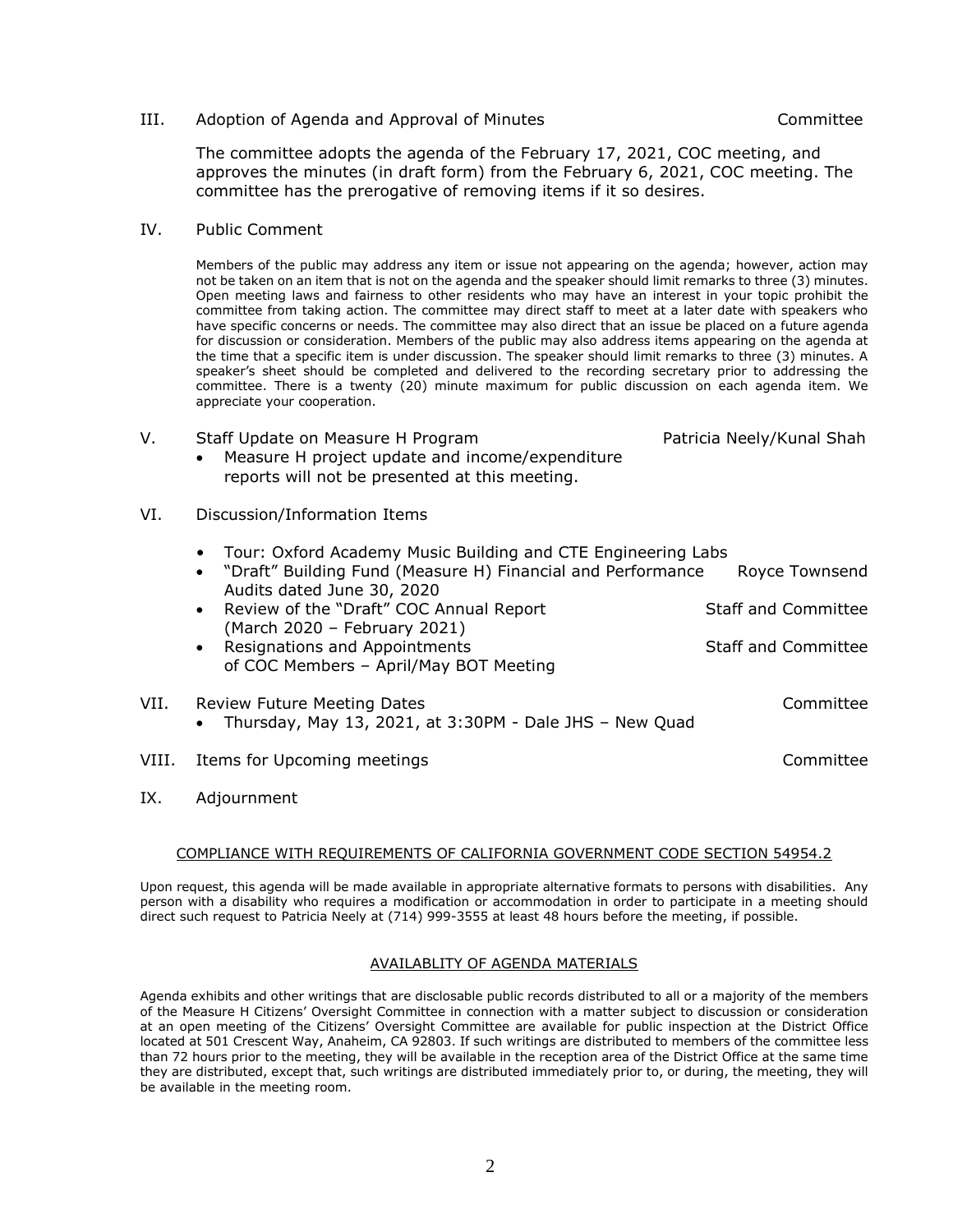III. Adoption of Agenda and Approval of Minutes — Committee

The committee adopts the agenda of the February 17, 2021, COC meeting, and approves the minutes (in draft form) from the February 6, 2021, COC meeting. The committee has the prerogative of removing items if it so desires.

IV. Public Comment

Members of the public may address any item or issue not appearing on the agenda; however, action may not be taken on an item that is not on the agenda and the speaker should limit remarks to three (3) minutes. Open meeting laws and fairness to other residents who may have an interest in your topic prohibit the committee from taking action. The committee may direct staff to meet at a later date with speakers who have specific concerns or needs. The committee may also direct that an issue be placed on a future agenda for discussion or consideration. Members of the public may also address items appearing on the agenda at the time that a specific item is under discussion. The speaker should limit remarks to three (3) minutes. A speaker's sheet should be completed and delivered to the recording secretary prior to addressing the committee. There is a twenty (20) minute maximum for public discussion on each agenda item. We appreciate your cooperation.

V. Staff Update on Measure H Program — Patricia Neely/Kunal Shah

- Measure H project update and income/expenditure reports will not be presented at this meeting.

VI. Discussion/Information Items

- Tour: Oxford Academy Music Building and CTE Engineering Labs
- "Draft" Building Fund (Measure H) Financial and Performance Audits dated June 30, 2020 — Royce Townsend
- Review of the "Draft" COC Annual Report (March 2020 – February 2021) — Staff and Committee
- Resignations and Appointments of COC Members – April/May BOT Meeting — Staff and Committee

VII. Review Future Meeting Dates — Committee

- Thursday, May 13, 2021, at 3:30PM - Dale JHS – New Quad

VIII. Items for Upcoming meetings — Committee

IX. Adjournment

COMPLIANCE WITH REQUIREMENTS OF CALIFORNIA GOVERNMENT CODE SECTION 54954.2

Upon request, this agenda will be made available in appropriate alternative formats to persons with disabilities. Any person with a disability who requires a modification or accommodation in order to participate in a meeting should direct such request to Patricia Neely at (714) 999-3555 at least 48 hours before the meeting, if possible.

AVAILABLITY OF AGENDA MATERIALS

Agenda exhibits and other writings that are disclosable public records distributed to all or a majority of the members of the Measure H Citizens' Oversight Committee in connection with a matter subject to discussion or consideration at an open meeting of the Citizens' Oversight Committee are available for public inspection at the District Office located at 501 Crescent Way, Anaheim, CA 92803. If such writings are distributed to members of the committee less than 72 hours prior to the meeting, they will be available in the reception area of the District Office at the same time they are distributed, except that, such writings are distributed immediately prior to, or during, the meeting, they will be available in the meeting room.